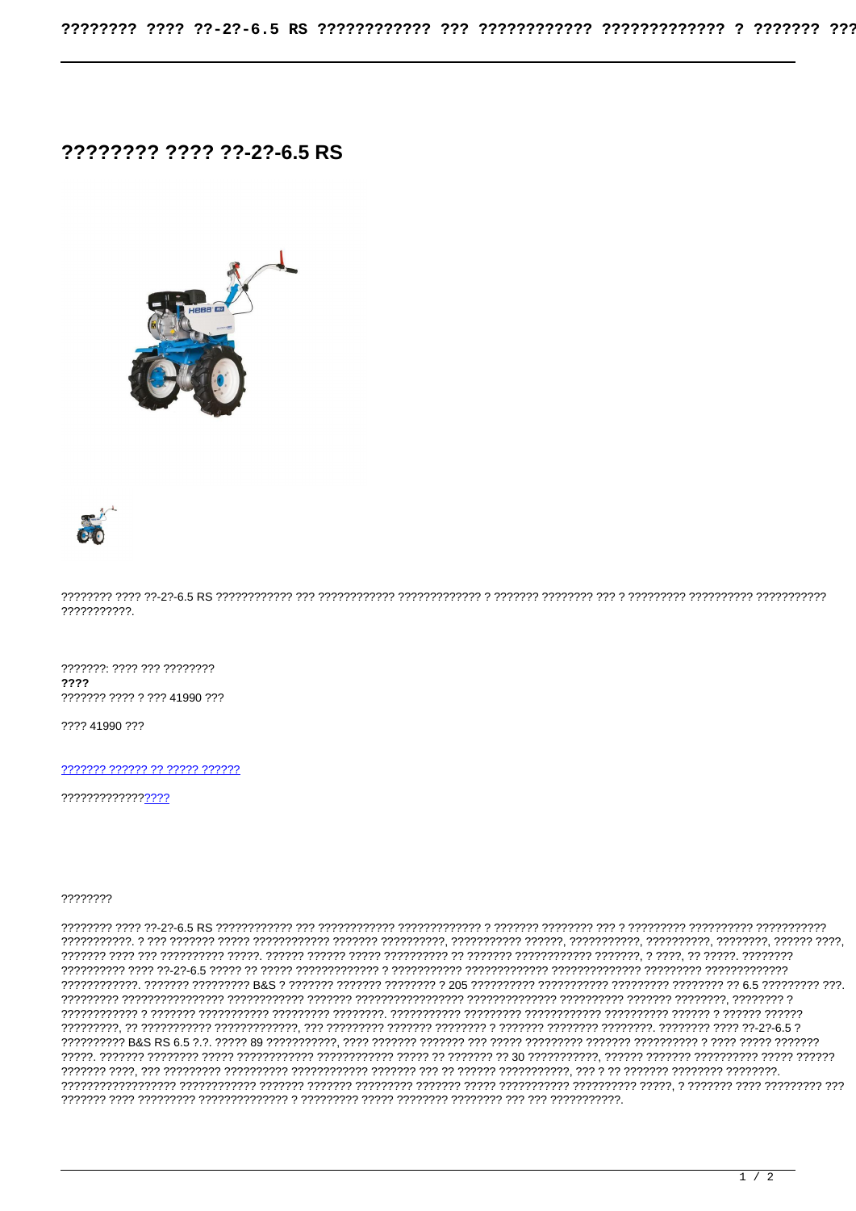# ???????? ???? ??-2?-6.5 RS

???????? ???? ??-2?-6.5 RS ???????????? ??? ???????????? ????????????? ? ??????? ???????? ??? ? ????????? ?????????? ??????????? ???????????.

???????: ???? ??? ????????
**????**
??????? ???? ? ??? 41990 ???

???? 41990 ???

[??????? ?????? ?? ????? ??????]()

??????????????[????]()

????????

???????? ???? ??-2?-6.5 RS ???????????? ??? ???????????? ????????????? ? ??????? ???????? ??? ? ????????? ?????????? ??????????? ???????????. ? ??? ??????? ????? ???????????? ??????? ??????????, ??????????? ??????, ???????????, ??????????, ????????, ?????? ????, ??????? ???? ??? ?????????? ?????. ?????? ?????? ????? ?????????? ?? ??????? ??????????? ???????, ? ????, ?? ?????. ???????? ????????? ???? ??-2?-6.5 ????? ?? ????? ????????????? ? ??????????? ????????????? ?????????????? ????????? ????????????? ????????????. ??????? ????????? B&S ? ??????? ??????? ???????? ? 205 ?????????? ??????????? ????????? ???????? ?? 6.5 ????????? ???. ????????? ???????????????? ???????????? ??????? ???????????????? ?????????????? ?????????? ??????? ????????, ???????? ? ???????????? ? ??????? ?????????? ????????? ????????. ?????????? ????????? ???????????? ?????????? ?????? ? ?????? ?????? ?????????, ?? ??????????? ?????????????, ??? ????????? ??????? ???????? ? ??????? ???????? ????????. ???????? ???? ??-2?-6.5 ? ?????????? B&S RS 6.5 ?.?. ????? 89 ???????????, ???? ??????? ??????? ??? ????? ????????? ??????? ?????????? ? ???? ????? ??????? ?????. ??????? ???????? ????? ???????????? ???????????? ????? ?? ??????? ?? 30 ???????????, ?????? ??????? ?????????? ????? ?????? ??????? ????, ??? ????????? ?????????? ???????????? ??????? ??? ?? ?????? ???????????, ??? ? ?? ??????? ???????? ????????. ?????????????????? ???????????? ??????? ??????? ????????? ??????? ????? ??????????? ?????????? ?????, ? ??????? ???? ????????? ??? ??????? ???? ????????? ?????????????? ? ????????? ????? ???????? ???????? ??? ??? ???????????.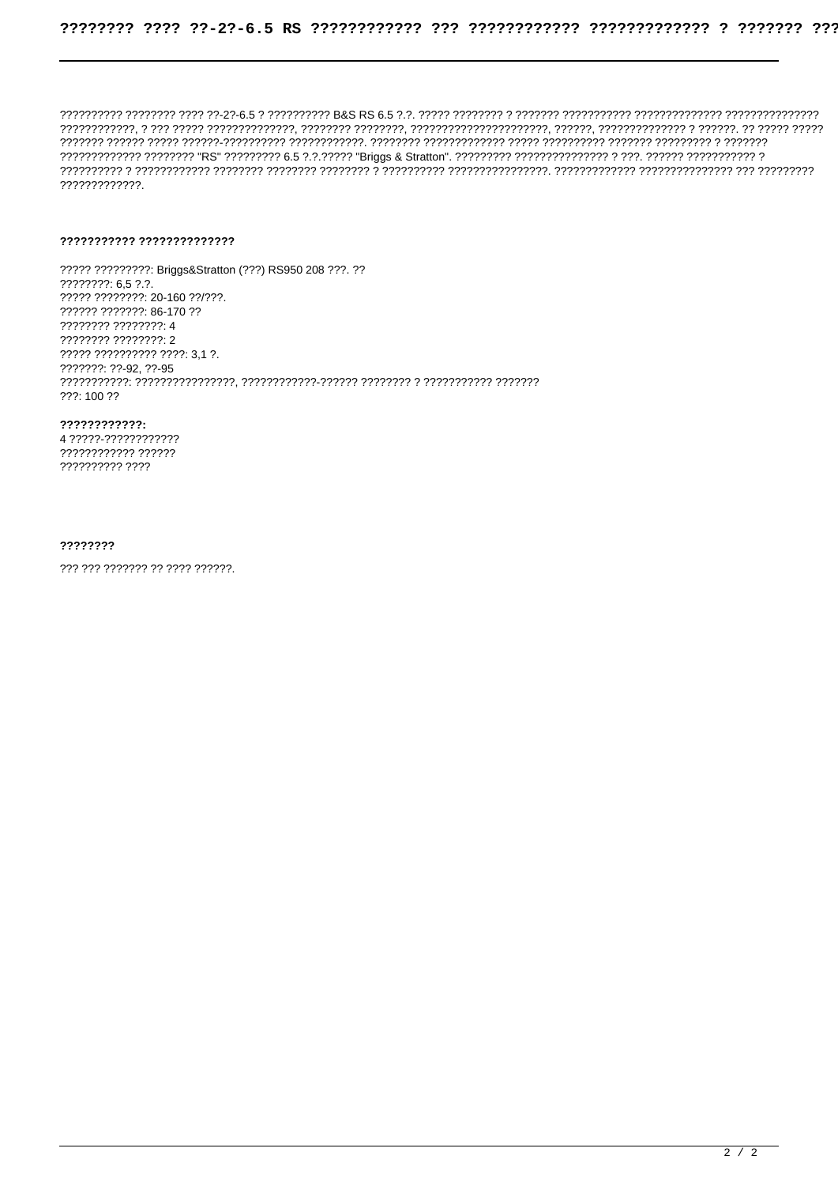?????????? ???????? ???? ??-2?-6.5 ? ?????????? B&S RS 6.5 ?.?. ????? ???????? ? ??????? ??????????? ?????????????? ??????????????? ????????????, ? ??? ????? ??????????????, ???????? ????????, ?????????????????????, ??????, ?????????????? ? ??????. ?? ????? ????? ??????? ?????? ????? ??????-?????????? ????????????. ???????? ????????????? ????? ?????????? ??????? ????????? ? ??????? ????????????? ???????? "RS" ????????? 6.5 ?.?.????? "Briggs & Stratton". ????????? ??????????????? ? ???. ?????? ??????????? ? ?????????? ? ???????????? ???????? ???????? ???????? ? ?????????? ????????????????. ????????????? ??????????????? ??? ????????? ?????????????.

#### ??????????? ?????????????

????? ?????????: Briggs&Stratton (???) RS950 208 ???. ??
????????: 6,5 ?.?.
????? ????????: 20-160 ??/???.
?????? ???????: 86-170 ??
???????? ????????: 4
???????? ????????: 2
????? ?????????? ????: 3,1 ?.
???????: ??-92, ??-95
???????????: ????????????????, ????????????-?????? ???????? ? ??????????? ???????
???: 100 ??

**????????????:**
4 ?????-????????????
???????????? ??????
?????????? ????

#### ????????

??? ??? ??????? ?? ???? ??????.